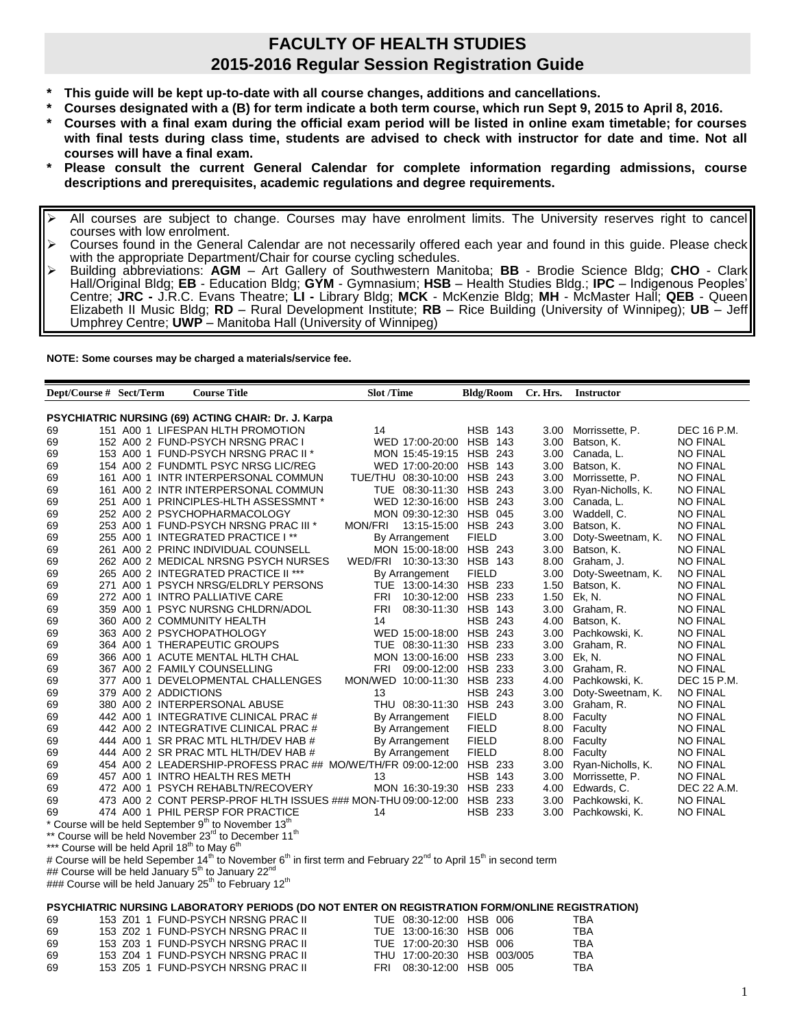# FACULTY OF HEALTH STUDIES
## 2015-2016 Regular Session Registration Guide

- **This guide will be kept up-to-date with all course changes, additions and cancellations.**
- **Courses designated with a (B) for term indicate a both term course, which run Sept 9, 2015 to April 8, 2016.**
- **Courses with a final exam during the official exam period will be listed in online exam timetable; for courses with final tests during class time, students are advised to check with instructor for date and time. Not all courses will have a final exam.**
- **Please consult the current General Calendar for complete information regarding admissions, course descriptions and prerequisites, academic regulations and degree requirements.**

> - All courses are subject to change. Courses may have enrolment limits. The University reserves right to cancel courses with low enrolment.
> - Courses found in the General Calendar are not necessarily offered each year and found in this guide. Please check with the appropriate Department/Chair for course cycling schedules.
> - Building abbreviations: **AGM** – Art Gallery of Southwestern Manitoba; **BB** - Brodie Science Bldg; **CHO** - Clark Hall/Original Bldg; **EB** - Education Bldg; **GYM** - Gymnasium; **HSB** – Health Studies Bldg.; **IPC** – Indigenous Peoples' Centre; **JRC -** J.R.C. Evans Theatre; **LI -** Library Bldg; **MCK** - McKenzie Bldg; **MH** - McMaster Hall; **QEB** - Queen Elizabeth II Music Bldg; **RD** – Rural Development Institute; **RB** – Rice Building (University of Winnipeg); **UB** – Jeff Umphrey Centre; **UWP** – Manitoba Hall (University of Winnipeg)

**NOTE: Some courses may be charged a materials/service fee.**

| Dept/Course # | Sect/Term | Course Title | Slot /Time | Bldg/Room | Cr. Hrs. | Instructor | |
|---|---|---|---|---|---|---|---|
| **PSYCHIATRIC NURSING (69) ACTING CHAIR: Dr. J. Karpa** | | | | | | | |
| 69 151 | A00 1 | LIFESPAN HLTH PROMOTION | 14 | HSB 143 | 3.00 | Morrissette, P. | DEC 16 P.M. |
| 69 152 | A00 2 | FUND-PSYCH NRSNG PRAC I | WED 17:00-20:00 | HSB 143 | 3.00 | Batson, K. | NO FINAL |
| 69 153 | A00 1 | FUND-PSYCH NRSNG PRAC II * | MON 15:45-19:15 | HSB 243 | 3.00 | Canada, L. | NO FINAL |
| 69 154 | A00 2 | FUNDMTL PSYC NRSG LIC/REG | WED 17:00-20:00 | HSB 143 | 3.00 | Batson, K. | NO FINAL |
| 69 161 | A00 1 | INTR INTERPERSONAL COMMUN | TUE/THU 08:30-10:00 | HSB 243 | 3.00 | Morrissette, P. | NO FINAL |
| 69 161 | A00 2 | INTR INTERPERSONAL COMMUN | TUE 08:30-11:30 | HSB 243 | 3.00 | Ryan-Nicholls, K. | NO FINAL |
| 69 251 | A00 1 | PRINCIPLES-HLTH ASSESSMNT * | WED 12:30-16:00 | HSB 243 | 3.00 | Canada, L. | NO FINAL |
| 69 252 | A00 2 | PSYCHOPHARMACOLOGY | MON 09:30-12:30 | HSB 045 | 3.00 | Waddell, C. | NO FINAL |
| 69 253 | A00 1 | FUND-PSYCH NRSNG PRAC III * | MON/FRI 13:15-15:00 | HSB 243 | 3.00 | Batson, K. | NO FINAL |
| 69 255 | A00 1 | INTEGRATED PRACTICE I ** | By Arrangement | FIELD | 3.00 | Doty-Sweetnam, K. | NO FINAL |
| 69 261 | A00 2 | PRINC INDIVIDUAL COUNSELL | MON 15:00-18:00 | HSB 243 | 3.00 | Batson, K. | NO FINAL |
| 69 262 | A00 2 | MEDICAL NRSNG PSYCH NURSES | WED/FRI 10:30-13:30 | HSB 143 | 8.00 | Graham, J. | NO FINAL |
| 69 265 | A00 2 | INTEGRATED PRACTICE II *** | By Arrangement | FIELD | 3.00 | Doty-Sweetnam, K. | NO FINAL |
| 69 271 | A00 1 | PSYCH NRSG/ELDRLY PERSONS | TUE 13:00-14:30 | HSB 233 | 1.50 | Batson, K. | NO FINAL |
| 69 272 | A00 1 | INTRO PALLIATIVE CARE | FRI 10:30-12:00 | HSB 233 | 1.50 | Ek, N. | NO FINAL |
| 69 359 | A00 1 | PSYC NURSNG CHLDRN/ADOL | FRI 08:30-11:30 | HSB 143 | 3.00 | Graham, R. | NO FINAL |
| 69 360 | A00 2 | COMMUNITY HEALTH | 14 | HSB 243 | 4.00 | Batson, K. | NO FINAL |
| 69 363 | A00 2 | PSYCHOPATHOLOGY | WED 15:00-18:00 | HSB 243 | 3.00 | Pachkowski, K. | NO FINAL |
| 69 364 | A00 1 | THERAPEUTIC GROUPS | TUE 08:30-11:30 | HSB 233 | 3.00 | Graham, R. | NO FINAL |
| 69 366 | A00 1 | ACUTE MENTAL HLTH CHAL | MON 13:00-16:00 | HSB 233 | 3.00 | Ek, N. | NO FINAL |
| 69 367 | A00 2 | FAMILY COUNSELLING | FRI 09:00-12:00 | HSB 233 | 3.00 | Graham, R. | NO FINAL |
| 69 377 | A00 1 | DEVELOPMENTAL CHALLENGES | MON/WED 10:00-11:30 | HSB 233 | 4.00 | Pachkowski, K. | DEC 15 P.M. |
| 69 379 | A00 2 | ADDICTIONS | 13 | HSB 243 | 3.00 | Doty-Sweetnam, K. | NO FINAL |
| 69 380 | A00 2 | INTERPERSONAL ABUSE | THU 08:30-11:30 | HSB 243 | 3.00 | Graham, R. | NO FINAL |
| 69 442 | A00 1 | INTEGRATIVE CLINICAL PRAC # | By Arrangement | FIELD | 8.00 | Faculty | NO FINAL |
| 69 442 | A00 2 | INTEGRATIVE CLINICAL PRAC # | By Arrangement | FIELD | 8.00 | Faculty | NO FINAL |
| 69 444 | A00 1 | SR PRAC MTL HLTH/DEV HAB # | By Arrangement | FIELD | 8.00 | Faculty | NO FINAL |
| 69 444 | A00 2 | SR PRAC MTL HLTH/DEV HAB # | By Arrangement | FIELD | 8.00 | Faculty | NO FINAL |
| 69 454 | A00 2 | LEADERSHIP-PROFESS PRAC ## | MO/WE/TH/FR 09:00-12:00 | HSB 233 | 3.00 | Ryan-Nicholls, K. | NO FINAL |
| 69 457 | A00 1 | INTRO HEALTH RES METH | 13 | HSB 143 | 3.00 | Morrissette, P. | NO FINAL |
| 69 472 | A00 1 | PSYCH REHABLTN/RECOVERY | MON 16:30-19:30 | HSB 233 | 4.00 | Edwards, C. | DEC 22 A.M. |
| 69 473 | A00 2 | CONT PERSP-PROF HLTH ISSUES ### | MON-THU 09:00-12:00 | HSB 233 | 3.00 | Pachkowski, K. | NO FINAL |
| 69 474 | A00 1 | PHIL PERSP FOR PRACTICE | 14 | HSB 233 | 3.00 | Pachkowski, K. | NO FINAL |

\* Course will be held September 9th to November 13th
\*\* Course will be held November 23rd to December 11th
\*\*\* Course will be held April 18th to May 6th
\# Course will be held Sepember 14th to November 6th in first term and February 22nd to April 15th in second term
\#\# Course will be held January 5th to January 22nd
\#\#\# Course will be held January 25th to February 12th

**PSYCHIATRIC NURSING LABORATORY PERIODS (DO NOT ENTER ON REGISTRATION FORM/ONLINE REGISTRATION)**

| Dept/Course # | Sect/Term | Course Title | Slot /Time | Bldg/Room | Instructor |
|---|---|---|---|---|---|
| 69 153 | Z01 1 | FUND-PSYCH NRSNG PRAC II | TUE 08:30-12:00 | HSB 006 | TBA |
| 69 153 | Z02 1 | FUND-PSYCH NRSNG PRAC II | TUE 13:00-16:30 | HSB 006 | TBA |
| 69 153 | Z03 1 | FUND-PSYCH NRSNG PRAC II | TUE 17:00-20:30 | HSB 006 | TBA |
| 69 153 | Z04 1 | FUND-PSYCH NRSNG PRAC II | THU 17:00-20:30 | HSB 003/005 | TBA |
| 69 153 | Z05 1 | FUND-PSYCH NRSNG PRAC II | FRI 08:30-12:00 | HSB 005 | TBA |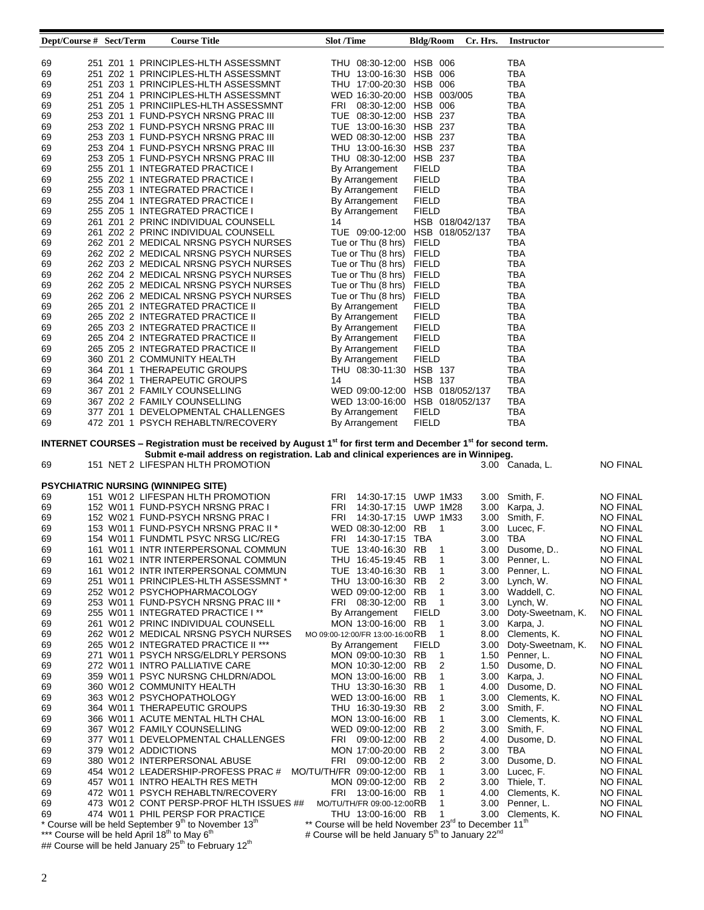| Dept/Course # | Sect/Term | Course Title | Slot /Time | Bldg/Room | Cr. Hrs. | Instructor | |
|---|---|---|---|---|---|---|---|
| 69 251 | Z01 1 | PRINCIPLES-HLTH ASSESSMNT | THU 08:30-12:00 | HSB 006 | | TBA | |
| 69 251 | Z02 1 | PRINCIPLES-HLTH ASSESSMNT | THU 13:00-16:30 | HSB 006 | | TBA | |
| 69 251 | Z03 1 | PRINCIPLES-HLTH ASSESSMNT | THU 17:00-20:30 | HSB 006 | | TBA | |
| 69 251 | Z04 1 | PRINCIPLES-HLTH ASSESSMNT | WED 16:30-20:00 | HSB 003/005 | | TBA | |
| 69 251 | Z05 1 | PRINCIIPLES-HLTH ASSESSMNT | FRI 08:30-12:00 | HSB 006 | | TBA | |
| 69 253 | Z01 1 | FUND-PSYCH NRSNG PRAC III | TUE 08:30-12:00 | HSB 237 | | TBA | |
| 69 253 | Z02 1 | FUND-PSYCH NRSNG PRAC III | TUE 13:00-16:30 | HSB 237 | | TBA | |
| 69 253 | Z03 1 | FUND-PSYCH NRSNG PRAC III | WED 08:30-12:00 | HSB 237 | | TBA | |
| 69 253 | Z04 1 | FUND-PSYCH NRSNG PRAC III | THU 13:00-16:30 | HSB 237 | | TBA | |
| 69 253 | Z05 1 | FUND-PSYCH NRSNG PRAC III | THU 08:30-12:00 | HSB 237 | | TBA | |
| 69 255 | Z01 1 | INTEGRATED PRACTICE I | By Arrangement | FIELD | | TBA | |
| 69 255 | Z02 1 | INTEGRATED PRACTICE I | By Arrangement | FIELD | | TBA | |
| 69 255 | Z03 1 | INTEGRATED PRACTICE I | By Arrangement | FIELD | | TBA | |
| 69 255 | Z04 1 | INTEGRATED PRACTICE I | By Arrangement | FIELD | | TBA | |
| 69 255 | Z05 1 | INTEGRATED PRACTICE I | By Arrangement | FIELD | | TBA | |
| 69 261 | Z01 2 | PRINC INDIVIDUAL COUNSELL | 14 | HSB 018/042/137 | | TBA | |
| 69 261 | Z02 2 | PRINC INDIVIDUAL COUNSELL | TUE 09:00-12:00 | HSB 018/052/137 | | TBA | |
| 69 262 | Z01 2 | MEDICAL NRSNG PSYCH NURSES | Tue or Thu (8 hrs) | FIELD | | TBA | |
| 69 262 | Z02 2 | MEDICAL NRSNG PSYCH NURSES | Tue or Thu (8 hrs) | FIELD | | TBA | |
| 69 262 | Z03 2 | MEDICAL NRSNG PSYCH NURSES | Tue or Thu (8 hrs) | FIELD | | TBA | |
| 69 262 | Z04 2 | MEDICAL NRSNG PSYCH NURSES | Tue or Thu (8 hrs) | FIELD | | TBA | |
| 69 262 | Z05 2 | MEDICAL NRSNG PSYCH NURSES | Tue or Thu (8 hrs) | FIELD | | TBA | |
| 69 262 | Z06 2 | MEDICAL NRSNG PSYCH NURSES | Tue or Thu (8 hrs) | FIELD | | TBA | |
| 69 265 | Z01 2 | INTEGRATED PRACTICE II | By Arrangement | FIELD | | TBA | |
| 69 265 | Z02 2 | INTEGRATED PRACTICE II | By Arrangement | FIELD | | TBA | |
| 69 265 | Z03 2 | INTEGRATED PRACTICE II | By Arrangement | FIELD | | TBA | |
| 69 265 | Z04 2 | INTEGRATED PRACTICE II | By Arrangement | FIELD | | TBA | |
| 69 265 | Z05 2 | INTEGRATED PRACTICE II | By Arrangement | FIELD | | TBA | |
| 69 360 | Z01 2 | COMMUNITY HEALTH | By Arrangement | FIELD | | TBA | |
| 69 364 | Z01 1 | THERAPEUTIC GROUPS | THU 08:30-11:30 | HSB 137 | | TBA | |
| 69 364 | Z02 1 | THERAPEUTIC GROUPS | 14 | HSB 137 | | TBA | |
| 69 367 | Z01 2 | FAMILY COUNSELLING | WED 09:00-12:00 | HSB 018/052/137 | | TBA | |
| 69 367 | Z02 2 | FAMILY COUNSELLING | WED 13:00-16:00 | HSB 018/052/137 | | TBA | |
| 69 377 | Z01 1 | DEVELOPMENTAL CHALLENGES | By Arrangement | FIELD | | TBA | |
| 69 472 | Z01 1 | PSYCH REHABLTN/RECOVERY | By Arrangement | FIELD | | TBA | |

**INTERNET COURSES – Registration must be received by August 1st for first term and December 1st for second term. Submit e-mail address on registration. Lab and clinical experiences are in Winnipeg.**

| Dept/Course # | Sect/Term | Course Title | Slot /Time | Bldg/Room | Cr. Hrs. | Instructor | |
|---|---|---|---|---|---|---|---|
| 69 151 | NET 2 | LIFESPAN HLTH PROMOTION | | | 3.00 | Canada, L. | NO FINAL |

**PSYCHIATRIC NURSING (WINNIPEG SITE)**

| Dept/Course # | Sect/Term | Course Title | Slot /Time | Bldg/Room | Cr. Hrs. | Instructor | |
|---|---|---|---|---|---|---|---|
| 69 151 | W01 2 | LIFESPAN HLTH PROMOTION | FRI 14:30-17:15 | UWP 1M33 | 3.00 | Smith, F. | NO FINAL |
| 69 152 | W01 1 | FUND-PSYCH NRSNG PRAC I | FRI 14:30-17:15 | UWP 1M28 | 3.00 | Karpa, J. | NO FINAL |
| 69 152 | W02 1 | FUND-PSYCH NRSNG PRAC I | FRI 14:30-17:15 | UWP 1M33 | 3.00 | Smith, F. | NO FINAL |
| 69 153 | W01 1 | FUND-PSYCH NRSNG PRAC II * | WED 08:30-12:00 | RB 1 | 3.00 | Lucec, F. | NO FINAL |
| 69 154 | W01 1 | FUNDMTL PSYC NRSG LIC/REG | FRI 14:30-17:15 | TBA | 3.00 | TBA | NO FINAL |
| 69 161 | W01 1 | INTR INTERPERSONAL COMMUN | TUE 13:40-16:30 | RB 1 | 3.00 | Dusome, D.. | NO FINAL |
| 69 161 | W02 1 | INTR INTERPERSONAL COMMUN | THU 16:45-19:45 | RB 1 | 3.00 | Penner, L. | NO FINAL |
| 69 161 | W01 2 | INTR INTERPERSONAL COMMUN | TUE 13:40-16:30 | RB 1 | 3.00 | Penner, L. | NO FINAL |
| 69 251 | W01 1 | PRINCIPLES-HLTH ASSESSMNT * | THU 13:00-16:30 | RB 2 | 3.00 | Lynch, W. | NO FINAL |
| 69 252 | W01 2 | PSYCHOPHARMACOLOGY | WED 09:00-12:00 | RB 1 | 3.00 | Waddell, C. | NO FINAL |
| 69 253 | W01 1 | FUND-PSYCH NRSNG PRAC III * | FRI 08:30-12:00 | RB 1 | 3.00 | Lynch, W. | NO FINAL |
| 69 255 | W01 1 | INTEGRATED PRACTICE I ** | By Arrangement | FIELD | 3.00 | Doty-Sweetnam, K. | NO FINAL |
| 69 261 | W01 2 | PRINC INDIVIDUAL COUNSELL | MON 13:00-16:00 | RB 1 | 3.00 | Karpa, J. | NO FINAL |
| 69 262 | W01 2 | MEDICAL NRSNG PSYCH NURSES | MO 09:00-12:00/FR 13:00-16:00 | RB 1 | 8.00 | Clements, K. | NO FINAL |
| 69 265 | W01 2 | INTEGRATED PRACTICE II *** | By Arrangement | FIELD | 3.00 | Doty-Sweetnam, K. | NO FINAL |
| 69 271 | W01 1 | PSYCH NRSG/ELDRLY PERSONS | MON 09:00-10:30 | RB 1 | 1.50 | Penner, L. | NO FINAL |
| 69 272 | W01 1 | INTRO PALLIATIVE CARE | MON 10:30-12:00 | RB 2 | 1.50 | Dusome, D. | NO FINAL |
| 69 359 | W01 1 | PSYC NURSNG CHLDRN/ADOL | MON 13:00-16:00 | RB 1 | 3.00 | Karpa, J. | NO FINAL |
| 69 360 | W01 2 | COMMUNITY HEALTH | THU 13:30-16:30 | RB 1 | 4.00 | Dusome, D. | NO FINAL |
| 69 363 | W01 2 | PSYCHOPATHOLOGY | WED 13:00-16:00 | RB 1 | 3.00 | Clements, K. | NO FINAL |
| 69 364 | W01 1 | THERAPEUTIC GROUPS | THU 16:30-19:30 | RB 2 | 3.00 | Smith, F. | NO FINAL |
| 69 366 | W01 1 | ACUTE MENTAL HLTH CHAL | MON 13:00-16:00 | RB 1 | 3.00 | Clements, K. | NO FINAL |
| 69 367 | W01 2 | FAMILY COUNSELLING | WED 09:00-12:00 | RB 2 | 3.00 | Smith, F. | NO FINAL |
| 69 377 | W01 1 | DEVELOPMENTAL CHALLENGES | FRI 09:00-12:00 | RB 2 | 4.00 | Dusome, D. | NO FINAL |
| 69 379 | W01 2 | ADDICTIONS | MON 17:00-20:00 | RB 2 | 3.00 | TBA | NO FINAL |
| 69 380 | W01 2 | INTERPERSONAL ABUSE | FRI 09:00-12:00 | RB 2 | 3.00 | Dusome, D. | NO FINAL |
| 69 454 | W01 2 | LEADERSHIP-PROFESS PRAC # | MO/TU/TH/FR 09:00-12:00 | RB 1 | 3.00 | Lucec, F. | NO FINAL |
| 69 457 | W01 1 | INTRO HEALTH RES METH | MON 09:00-12:00 | RB 2 | 3.00 | Thiele, T. | NO FINAL |
| 69 472 | W01 1 | PSYCH REHABLTN/RECOVERY | FRI 13:00-16:00 | RB 1 | 4.00 | Clements, K. | NO FINAL |
| 69 473 | W01 2 | CONT PERSP-PROF HLTH ISSUES ## | MO/TU/TH/FR 09:00-12:00 | RB 1 | 3.00 | Penner, L. | NO FINAL |
| 69 474 | W01 1 | PHIL PERSP FOR PRACTICE | THU 13:00-16:00 | RB 1 | 3.00 | Clements, K. | NO FINAL |

\* Course will be held September 9th to November 13th

** Course will be held November 23rd to December 11th

*** Course will be held April 18th to May 6th

\# Course will be held January 5th to January 22nd

\## Course will be held January 25th to February 12th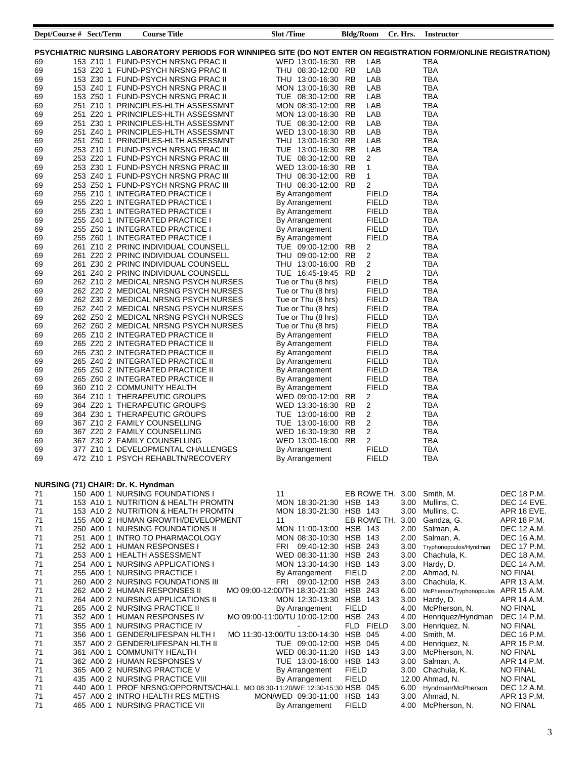| Dept/Course # | Sect/Term | Course Title | Slot /Time | Bldg/Room | Cr. Hrs. | Instructor | |
|---|---|---|---|---|---|---|---|

**PSYCHIATRIC NURSING LABORATORY PERIODS FOR WINNIPEG SITE (DO NOT ENTER ON REGISTRATION FORM/ONLINE REGISTRATION)**

| Dept/Course # | Sect/Term | Course Title | Slot /Time | Bldg/Room | Cr. Hrs. | Instructor | |
|---|---|---|---|---|---|---|---|
| 69 153 | Z10 1 | FUND-PSYCH NRSNG PRAC II | WED 13:00-16:30 | RB LAB | | TBA | |
| 69 153 | Z20 1 | FUND-PSYCH NRSNG PRAC II | THU 08:30-12:00 | RB LAB | | TBA | |
| 69 153 | Z30 1 | FUND-PSYCH NRSNG PRAC II | THU 13:00-16:30 | RB LAB | | TBA | |
| 69 153 | Z40 1 | FUND-PSYCH NRSNG PRAC II | MON 13:00-16:30 | RB LAB | | TBA | |
| 69 153 | Z50 1 | FUND-PSYCH NRSNG PRAC II | TUE 08:30-12:00 | RB LAB | | TBA | |
| 69 251 | Z10 1 | PRINCIPLES-HLTH ASSESSMNT | MON 08:30-12:00 | RB LAB | | TBA | |
| 69 251 | Z20 1 | PRINCIPLES-HLTH ASSESSMNT | MON 13:00-16:30 | RB LAB | | TBA | |
| 69 251 | Z30 1 | PRINCIPLES-HLTH ASSESSMNT | TUE 08:30-12:00 | RB LAB | | TBA | |
| 69 251 | Z40 1 | PRINCIPLES-HLTH ASSESSMNT | WED 13:00-16:30 | RB LAB | | TBA | |
| 69 251 | Z50 1 | PRINCIPLES-HLTH ASSESSMNT | THU 13:00-16:30 | RB LAB | | TBA | |
| 69 253 | Z10 1 | FUND-PSYCH NRSNG PRAC III | TUE 13:00-16:30 | RB LAB | | TBA | |
| 69 253 | Z20 1 | FUND-PSYCH NRSNG PRAC III | TUE 08:30-12:00 | RB 2 | | TBA | |
| 69 253 | Z30 1 | FUND-PSYCH NRSNG PRAC III | WED 13:00-16:30 | RB 1 | | TBA | |
| 69 253 | Z40 1 | FUND-PSYCH NRSNG PRAC III | THU 08:30-12:00 | RB 1 | | TBA | |
| 69 253 | Z50 1 | FUND-PSYCH NRSNG PRAC III | THU 08:30-12:00 | RB 2 | | TBA | |
| 69 255 | Z10 1 | INTEGRATED PRACTICE I | By Arrangement | FIELD | | TBA | |
| 69 255 | Z20 1 | INTEGRATED PRACTICE I | By Arrangement | FIELD | | TBA | |
| 69 255 | Z30 1 | INTEGRATED PRACTICE I | By Arrangement | FIELD | | TBA | |
| 69 255 | Z40 1 | INTEGRATED PRACTICE I | By Arrangement | FIELD | | TBA | |
| 69 255 | Z50 1 | INTEGRATED PRACTICE I | By Arrangement | FIELD | | TBA | |
| 69 255 | Z60 1 | INTEGRATED PRACTICE I | By Arrangement | FIELD | | TBA | |
| 69 261 | Z10 2 | PRINC INDIVIDUAL COUNSELL | TUE 09:00-12:00 | RB 2 | | TBA | |
| 69 261 | Z20 2 | PRINC INDIVIDUAL COUNSELL | THU 09:00-12:00 | RB 2 | | TBA | |
| 69 261 | Z30 2 | PRINC INDIVIDUAL COUNSELL | THU 13:00-16:00 | RB 2 | | TBA | |
| 69 261 | Z40 2 | PRINC INDIVIDUAL COUNSELL | TUE 16:45-19:45 | RB 2 | | TBA | |
| 69 262 | Z10 2 | MEDICAL NRSNG PSYCH NURSES | Tue or Thu (8 hrs) | FIELD | | TBA | |
| 69 262 | Z20 2 | MEDICAL NRSNG PSYCH NURSES | Tue or Thu (8 hrs) | FIELD | | TBA | |
| 69 262 | Z30 2 | MEDICAL NRSNG PSYCH NURSES | Tue or Thu (8 hrs) | FIELD | | TBA | |
| 69 262 | Z40 2 | MEDICAL NRSNG PSYCH NURSES | Tue or Thu (8 hrs) | FIELD | | TBA | |
| 69 262 | Z50 2 | MEDICAL NRSNG PSYCH NURSES | Tue or Thu (8 hrs) | FIELD | | TBA | |
| 69 262 | Z60 2 | MEDICAL NRSNG PSYCH NURSES | Tue or Thu (8 hrs) | FIELD | | TBA | |
| 69 265 | Z10 2 | INTEGRATED PRACTICE II | By Arrangement | FIELD | | TBA | |
| 69 265 | Z20 2 | INTEGRATED PRACTICE II | By Arrangement | FIELD | | TBA | |
| 69 265 | Z30 2 | INTEGRATED PRACTICE II | By Arrangement | FIELD | | TBA | |
| 69 265 | Z40 2 | INTEGRATED PRACTICE II | By Arrangement | FIELD | | TBA | |
| 69 265 | Z50 2 | INTEGRATED PRACTICE II | By Arrangement | FIELD | | TBA | |
| 69 265 | Z60 2 | INTEGRATED PRACTICE II | By Arrangement | FIELD | | TBA | |
| 69 360 | Z10 2 | COMMUNITY HEALTH | By Arrangement | FIELD | | TBA | |
| 69 364 | Z10 1 | THERAPEUTIC GROUPS | WED 09:00-12:00 | RB 2 | | TBA | |
| 69 364 | Z20 1 | THERAPEUTIC GROUPS | WED 13:30-16:30 | RB 2 | | TBA | |
| 69 364 | Z30 1 | THERAPEUTIC GROUPS | TUE 13:00-16:00 | RB 2 | | TBA | |
| 69 367 | Z10 2 | FAMILY COUNSELLING | TUE 13:00-16:00 | RB 2 | | TBA | |
| 69 367 | Z20 2 | FAMILY COUNSELLING | WED 16:30-19:30 | RB 2 | | TBA | |
| 69 367 | Z30 2 | FAMILY COUNSELLING | WED 13:00-16:00 | RB 2 | | TBA | |
| 69 377 | Z10 1 | DEVELOPMENTAL CHALLENGES | By Arrangement | FIELD | | TBA | |
| 69 472 | Z10 1 | PSYCH REHABLTN/RECOVERY | By Arrangement | FIELD | | TBA | |

**NURSING (71) CHAIR: Dr. K. Hyndman**

| Dept/Course # | Sect/Term | Course Title | Slot /Time | Bldg/Room | Cr. Hrs. | Instructor | Exam |
|---|---|---|---|---|---|---|---|
| 71 150 | A00 1 | NURSING FOUNDATIONS I | 11 | EB ROWE TH. | 3.00 | Smith, M. | DEC 18 P.M. |
| 71 153 | A10 1 | NUTRITION & HEALTH PROMTN | MON 18:30-21:30 | HSB 143 | 3.00 | Mullins, C. | DEC 14 EVE. |
| 71 153 | A10 2 | NUTRITION & HEALTH PROMTN | MON 18:30-21:30 | HSB 143 | 3.00 | Mullins, C. | APR 18 EVE. |
| 71 155 | A00 2 | HUMAN GROWTH/DEVELOPMENT | 11 | EB ROWE TH. | 3.00 | Gandza, G. | APR 18 P.M. |
| 71 250 | A00 1 | NURSING FOUNDATIONS II | MON 11:00-13:00 | HSB 143 | 2.00 | Salman, A. | DEC 12 A.M. |
| 71 251 | A00 1 | INTRO TO PHARMACOLOGY | MON 08:30-10:30 | HSB 143 | 2.00 | Salman, A. | DEC 16 A.M. |
| 71 252 | A00 1 | HUMAN RESPONSES I | FRI 09:40-12:30 | HSB 243 | 3.00 | Tryphonopoulos/Hyndman | DEC 17 P.M. |
| 71 253 | A00 1 | HEALTH ASSESSMENT | WED 08:30-11:30 | HSB 243 | 3.00 | Chachula, K. | DEC 18 A.M. |
| 71 254 | A00 1 | NURSING APPLICATIONS I | MON 13:30-14:30 | HSB 143 | 3.00 | Hardy, D. | DEC 14 A.M. |
| 71 255 | A00 1 | NURSING PRACTICE I | By Arrangement | FIELD | 2.00 | Ahmad, N. | NO FINAL |
| 71 260 | A00 2 | NURSING FOUNDATIONS III | FRI 09:00-12:00 | HSB 243 | 3.00 | Chachula, K. | APR 13 A.M. |
| 71 262 | A00 2 | HUMAN RESPONSES II | MO 09:00-12:00/TH 18:30-21:30 | HSB 243 | 6.00 | McPherson/Tryphonopoulos | APR 15 A.M. |
| 71 264 | A00 2 | NURSING APPLICATIONS II | MON 12:30-13:30 | HSB 143 | 3.00 | Hardy, D. | APR 14 A.M. |
| 71 265 | A00 2 | NURSING PRACTICE II | By Arrangement | FIELD | 4.00 | McPherson, N. | NO FINAL |
| 71 352 | A00 1 | HUMAN RESPONSES IV | MO 09:00-11:00/TU 10:00-12:00 | HSB 243 | 4.00 | Henriquez/Hyndman | DEC 14 P.M. |
| 71 355 | A00 1 | NURSING PRACTICE IV | - | FLD FIELD | 3.00 | Henriquez, N. | NO FINAL |
| 71 356 | A00 1 | GENDER/LIFESPAN HLTH I | MO 11:30-13:00/TU 13:00-14:30 | HSB 045 | 4.00 | Smith, M. | DEC 16 P.M. |
| 71 357 | A00 2 | GENDER/LIFESPAN HLTH II | TUE 09:00-12:00 | HSB 045 | 4.00 | Henriquez, N. | APR 15 P.M. |
| 71 361 | A00 1 | COMMUNITY HEALTH | WED 08:30-11:20 | HSB 143 | 3.00 | McPherson, N. | NO FINAL |
| 71 362 | A00 2 | HUMAN RESPONSES V | TUE 13:00-16:00 | HSB 143 | 3.00 | Salman, A. | APR 14 P.M. |
| 71 365 | A00 2 | NURSING PRACTICE V | By Arrangement | FIELD | 3.00 | Chachula, K. | NO FINAL |
| 71 435 | A00 2 | NURSING PRACTICE VIII | By Arrangement | FIELD | 12.00 | Ahmad, N. | NO FINAL |
| 71 440 | A00 1 | PROF NRSNG:OPPORNTS/CHALL | MO 08:30-11:20/WE 12:30-15:30 | HSB 045 | 6.00 | Hyndman/McPherson | DEC 12 A.M. |
| 71 457 | A00 2 | INTRO HEALTH RES METHS | MON/WED 09:30-11:00 | HSB 143 | 3.00 | Ahmad, N. | APR 13 P.M. |
| 71 465 | A00 1 | NURSING PRACTICE VII | By Arrangement | FIELD | 4.00 | McPherson, N. | NO FINAL |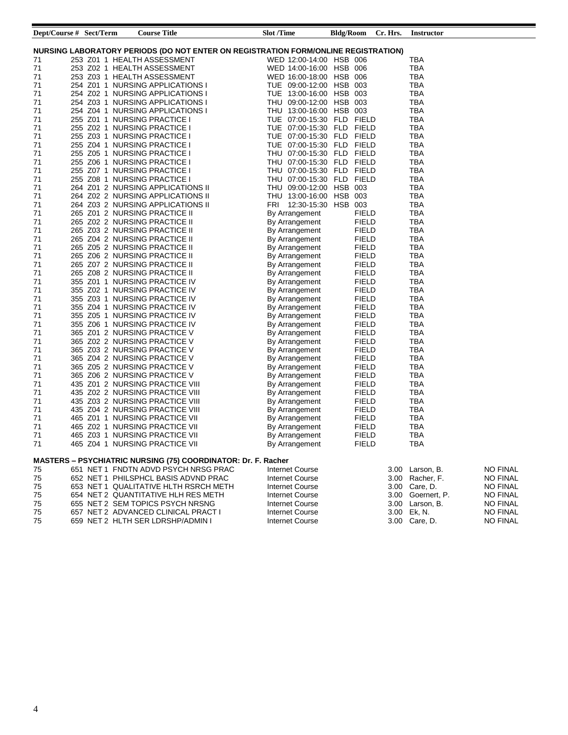| Dept/Course # | Sect/Term | Course Title | Slot /Time | Bldg/Room | Cr. Hrs. | Instructor | |
|---|---|---|---|---|---|---|---|
| **NURSING LABORATORY PERIODS (DO NOT ENTER ON REGISTRATION FORM/ONLINE REGISTRATION)** | | | | | | | |
| 71 253 | Z01 1 | HEALTH ASSESSMENT | WED 12:00-14:00 | HSB 006 | | TBA | |
| 71 253 | Z02 1 | HEALTH ASSESSMENT | WED 14:00-16:00 | HSB 006 | | TBA | |
| 71 253 | Z03 1 | HEALTH ASSESSMENT | WED 16:00-18:00 | HSB 006 | | TBA | |
| 71 254 | Z01 1 | NURSING APPLICATIONS I | TUE 09:00-12:00 | HSB 003 | | TBA | |
| 71 254 | Z02 1 | NURSING APPLICATIONS I | TUE 13:00-16:00 | HSB 003 | | TBA | |
| 71 254 | Z03 1 | NURSING APPLICATIONS I | THU 09:00-12:00 | HSB 003 | | TBA | |
| 71 254 | Z04 1 | NURSING APPLICATIONS I | THU 13:00-16:00 | HSB 003 | | TBA | |
| 71 255 | Z01 1 | NURSING PRACTICE I | TUE 07:00-15:30 | FLD FIELD | | TBA | |
| 71 255 | Z02 1 | NURSING PRACTICE I | TUE 07:00-15:30 | FLD FIELD | | TBA | |
| 71 255 | Z03 1 | NURSING PRACTICE I | TUE 07:00-15:30 | FLD FIELD | | TBA | |
| 71 255 | Z04 1 | NURSING PRACTICE I | TUE 07:00-15:30 | FLD FIELD | | TBA | |
| 71 255 | Z05 1 | NURSING PRACTICE I | THU 07:00-15:30 | FLD FIELD | | TBA | |
| 71 255 | Z06 1 | NURSING PRACTICE I | THU 07:00-15:30 | FLD FIELD | | TBA | |
| 71 255 | Z07 1 | NURSING PRACTICE I | THU 07:00-15:30 | FLD FIELD | | TBA | |
| 71 255 | Z08 1 | NURSING PRACTICE I | THU 07:00-15:30 | FLD FIELD | | TBA | |
| 71 264 | Z01 2 | NURSING APPLICATIONS II | THU 09:00-12:00 | HSB 003 | | TBA | |
| 71 264 | Z02 2 | NURSING APPLICATIONS II | THU 13:00-16:00 | HSB 003 | | TBA | |
| 71 264 | Z03 2 | NURSING APPLICATIONS II | FRI 12:30-15:30 | HSB 003 | | TBA | |
| 71 265 | Z01 2 | NURSING PRACTICE II | By Arrangement | FIELD | | TBA | |
| 71 265 | Z02 2 | NURSING PRACTICE II | By Arrangement | FIELD | | TBA | |
| 71 265 | Z03 2 | NURSING PRACTICE II | By Arrangement | FIELD | | TBA | |
| 71 265 | Z04 2 | NURSING PRACTICE II | By Arrangement | FIELD | | TBA | |
| 71 265 | Z05 2 | NURSING PRACTICE II | By Arrangement | FIELD | | TBA | |
| 71 265 | Z06 2 | NURSING PRACTICE II | By Arrangement | FIELD | | TBA | |
| 71 265 | Z07 2 | NURSING PRACTICE II | By Arrangement | FIELD | | TBA | |
| 71 265 | Z08 2 | NURSING PRACTICE II | By Arrangement | FIELD | | TBA | |
| 71 355 | Z01 1 | NURSING PRACTICE IV | By Arrangement | FIELD | | TBA | |
| 71 355 | Z02 1 | NURSING PRACTICE IV | By Arrangement | FIELD | | TBA | |
| 71 355 | Z03 1 | NURSING PRACTICE IV | By Arrangement | FIELD | | TBA | |
| 71 355 | Z04 1 | NURSING PRACTICE IV | By Arrangement | FIELD | | TBA | |
| 71 355 | Z05 1 | NURSING PRACTICE IV | By Arrangement | FIELD | | TBA | |
| 71 355 | Z06 1 | NURSING PRACTICE IV | By Arrangement | FIELD | | TBA | |
| 71 365 | Z01 2 | NURSING PRACTICE V | By Arrangement | FIELD | | TBA | |
| 71 365 | Z02 2 | NURSING PRACTICE V | By Arrangement | FIELD | | TBA | |
| 71 365 | Z03 2 | NURSING PRACTICE V | By Arrangement | FIELD | | TBA | |
| 71 365 | Z04 2 | NURSING PRACTICE V | By Arrangement | FIELD | | TBA | |
| 71 365 | Z05 2 | NURSING PRACTICE V | By Arrangement | FIELD | | TBA | |
| 71 365 | Z06 2 | NURSING PRACTICE V | By Arrangement | FIELD | | TBA | |
| 71 435 | Z01 2 | NURSING PRACTICE VIII | By Arrangement | FIELD | | TBA | |
| 71 435 | Z02 2 | NURSING PRACTICE VIII | By Arrangement | FIELD | | TBA | |
| 71 435 | Z03 2 | NURSING PRACTICE VIII | By Arrangement | FIELD | | TBA | |
| 71 435 | Z04 2 | NURSING PRACTICE VIII | By Arrangement | FIELD | | TBA | |
| 71 465 | Z01 1 | NURSING PRACTICE VII | By Arrangement | FIELD | | TBA | |
| 71 465 | Z02 1 | NURSING PRACTICE VII | By Arrangement | FIELD | | TBA | |
| 71 465 | Z03 1 | NURSING PRACTICE VII | By Arrangement | FIELD | | TBA | |
| 71 465 | Z04 1 | NURSING PRACTICE VII | By Arrangement | FIELD | | TBA | |
| **MASTERS – PSYCHIATRIC NURSING (75) COORDINATOR: Dr. F. Racher** | | | | | | | |
| 75 651 | NET 1 | FNDTN ADVD PSYCH NRSG PRAC | Internet Course | | 3.00 | Larson, B. | NO FINAL |
| 75 652 | NET 1 | PHILSPHCL BASIS ADVND PRAC | Internet Course | | 3.00 | Racher, F. | NO FINAL |
| 75 653 | NET 1 | QUALITATIVE HLTH RSRCH METH | Internet Course | | 3.00 | Care, D. | NO FINAL |
| 75 654 | NET 2 | QUANTITATIVE HLH RES METH | Internet Course | | 3.00 | Goernert, P. | NO FINAL |
| 75 655 | NET 2 | SEM TOPICS PSYCH NRSNG | Internet Course | | 3.00 | Larson, B. | NO FINAL |
| 75 657 | NET 2 | ADVANCED CLINICAL PRACT I | Internet Course | | 3.00 | Ek, N. | NO FINAL |
| 75 659 | NET 2 | HLTH SER LDRSHP/ADMIN I | Internet Course | | 3.00 | Care, D. | NO FINAL |